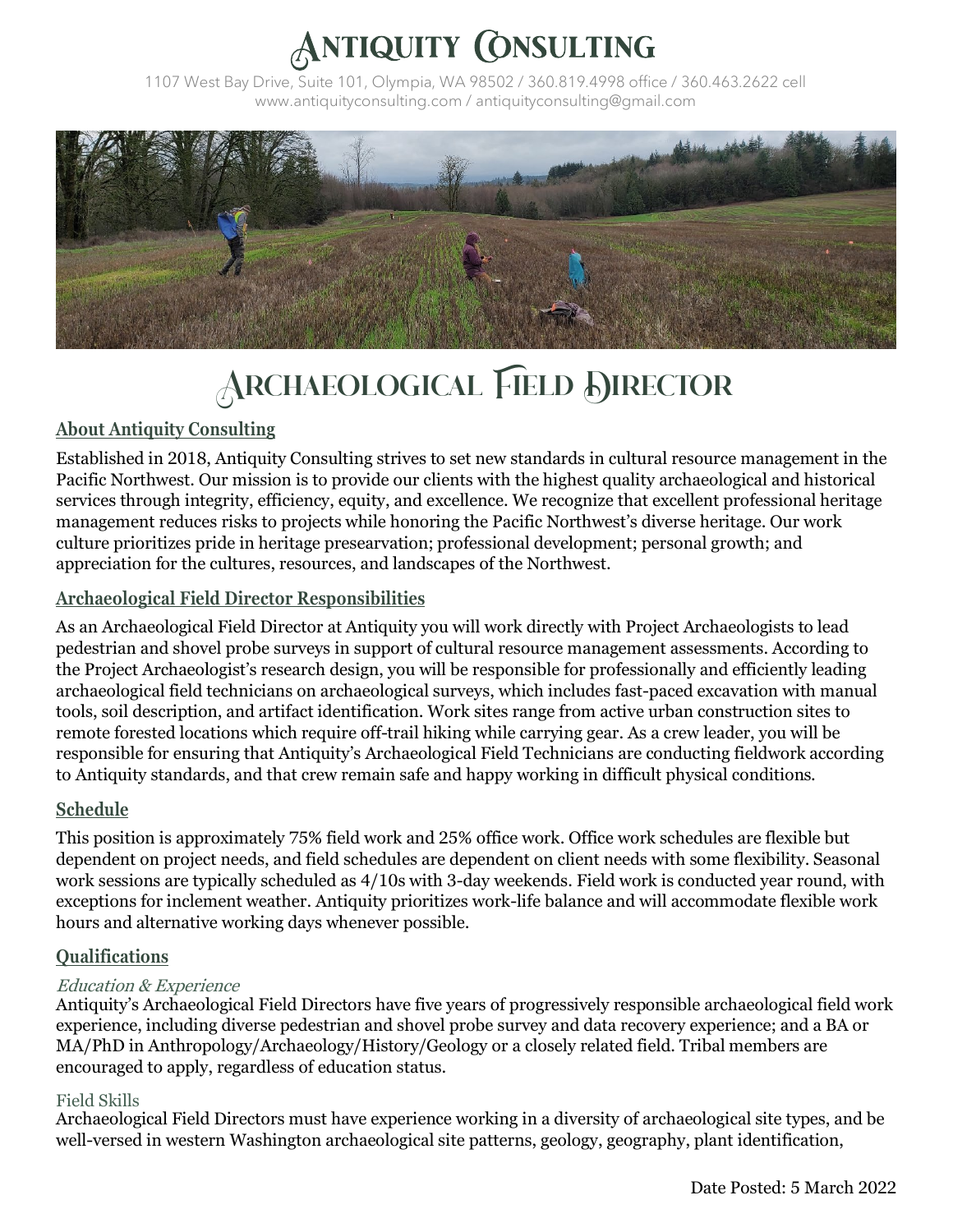# Antiquity Consulting

1107 West Bay Drive, Suite 101, Olympia, WA 98502 / 360.819.4998 office / 360.463.2622 cell
www.antiquityconsulting.com / antiquityconsulting@gmail.com

# Archaeological Field Director

## About Antiquity Consulting

Established in 2018, Antiquity Consulting strives to set new standards in cultural resource management in the Pacific Northwest. Our mission is to provide our clients with the highest quality archaeological and historical services through integrity, efficiency, equity, and excellence. We recognize that excellent professional heritage management reduces risks to projects while honoring the Pacific Northwest's diverse heritage. Our work culture prioritizes pride in heritage presearvation; professional development; personal growth; and appreciation for the cultures, resources, and landscapes of the Northwest.

## Archaeological Field Director Responsibilities

As an Archaeological Field Director at Antiquity you will work directly with Project Archaeologists to lead pedestrian and shovel probe surveys in support of cultural resource management assessments. According to the Project Archaeologist's research design, you will be responsible for professionally and efficiently leading archaeological field technicians on archaeological surveys, which includes fast-paced excavation with manual tools, soil description, and artifact identification. Work sites range from active urban construction sites to remote forested locations which require off-trail hiking while carrying gear. As a crew leader, you will be responsible for ensuring that Antiquity's Archaeological Field Technicians are conducting fieldwork according to Antiquity standards, and that crew remain safe and happy working in difficult physical conditions.

## Schedule

This position is approximately 75% field work and 25% office work. Office work schedules are flexible but dependent on project needs, and field schedules are dependent on client needs with some flexibility. Seasonal work sessions are typically scheduled as 4/10s with 3-day weekends. Field work is conducted year round, with exceptions for inclement weather. Antiquity prioritizes work-life balance and will accommodate flexible work hours and alternative working days whenever possible.

## Qualifications

### *Education & Experience*

Antiquity's Archaeological Field Directors have five years of progressively responsible archaeological field work experience, including diverse pedestrian and shovel probe survey and data recovery experience; and a BA or MA/PhD in Anthropology/Archaeology/History/Geology or a closely related field. Tribal members are encouraged to apply, regardless of education status.

### Field Skills

Archaeological Field Directors must have experience working in a diversity of archaeological site types, and be well-versed in western Washington archaeological site patterns, geology, geography, plant identification,

Date Posted: 5 March 2022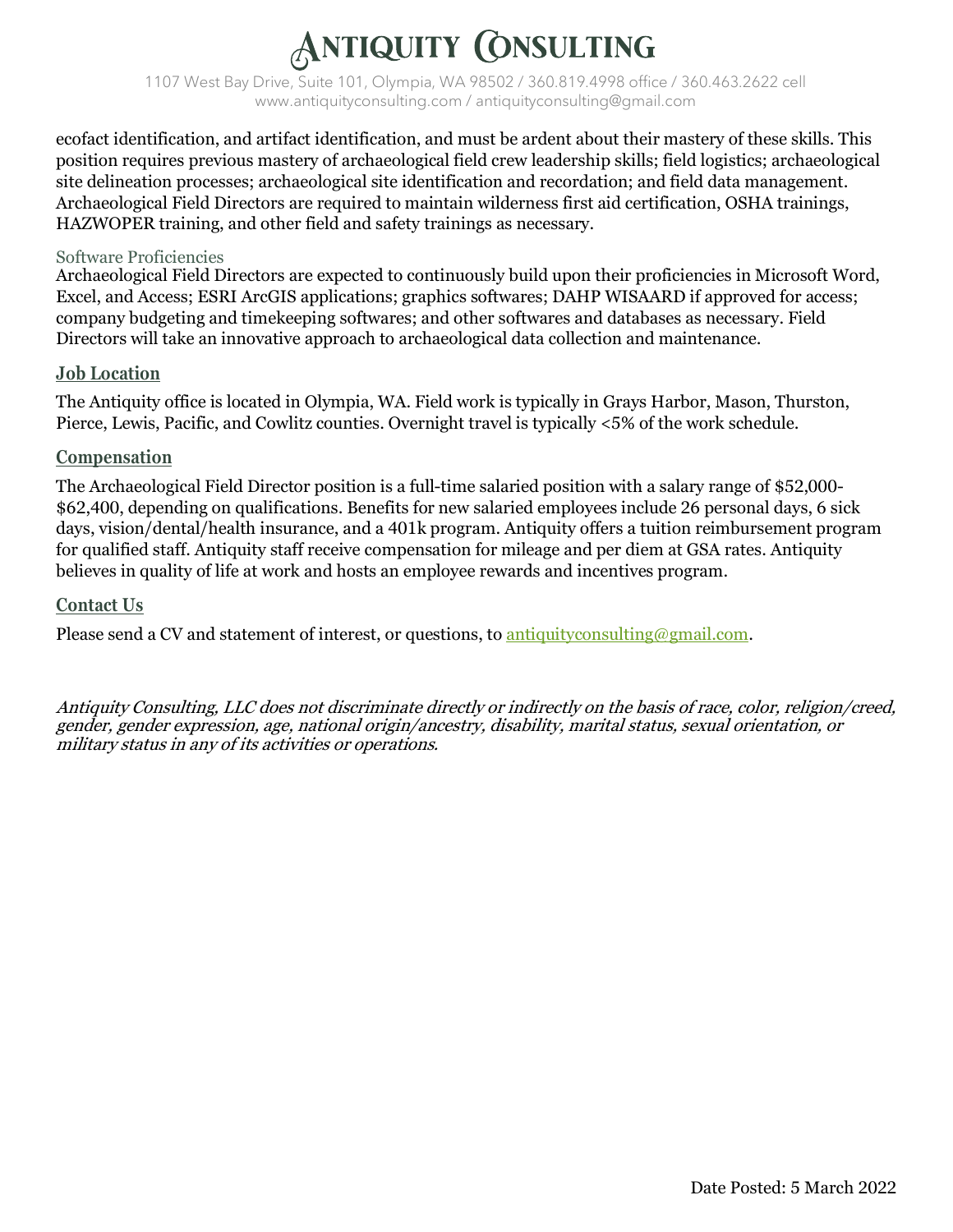ecofact identification, and artifact identification, and must be ardent about their mastery of these skills. This position requires previous mastery of archaeological field crew leadership skills; field logistics; archaeological site delineation processes; archaeological site identification and recordation; and field data management. Archaeological Field Directors are required to maintain wilderness first aid certification, OSHA trainings, HAZWOPER training, and other field and safety trainings as necessary.

### Software Proficiencies

Archaeological Field Directors are expected to continuously build upon their proficiencies in Microsoft Word, Excel, and Access; ESRI ArcGIS applications; graphics softwares; DAHP WISAARD if approved for access; company budgeting and timekeeping softwares; and other softwares and databases as necessary. Field Directors will take an innovative approach to archaeological data collection and maintenance.

## Job Location

The Antiquity office is located in Olympia, WA. Field work is typically in Grays Harbor, Mason, Thurston, Pierce, Lewis, Pacific, and Cowlitz counties. Overnight travel is typically <5% of the work schedule.

## Compensation

The Archaeological Field Director position is a full-time salaried position with a salary range of $52,000-$62,400, depending on qualifications. Benefits for new salaried employees include 26 personal days, 6 sick days, vision/dental/health insurance, and a 401k program. Antiquity offers a tuition reimbursement program for qualified staff. Antiquity staff receive compensation for mileage and per diem at GSA rates. Antiquity believes in quality of life at work and hosts an employee rewards and incentives program.

## Contact Us

Please send a CV and statement of interest, or questions, to antiquityconsulting@gmail.com.

*Antiquity Consulting, LLC does not discriminate directly or indirectly on the basis of race, color, religion/creed, gender, gender expression, age, national origin/ancestry, disability, marital status, sexual orientation, or military status in any of its activities or operations.*

Date Posted: 5 March 2022